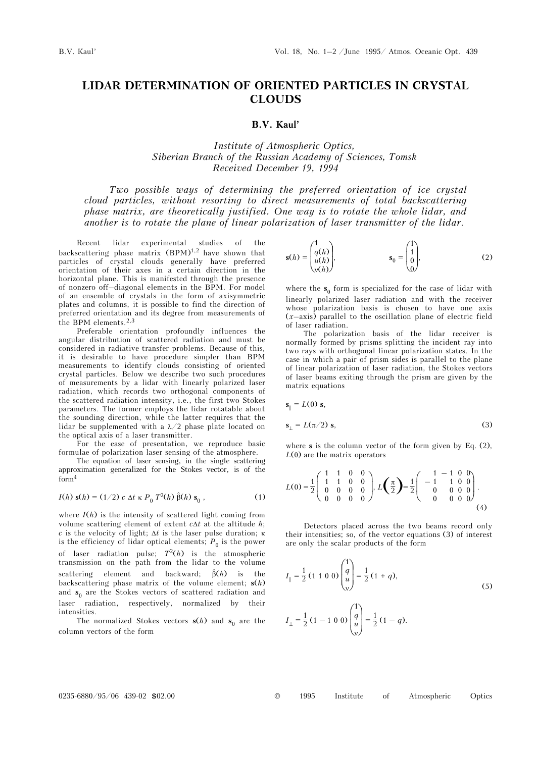# LIDAR DETERMINATION OF ORIENTED PARTICLES IN CRYSTAL CLOUDS

## B.V. Kaul'

*Institute of Atmospheric Optics,*
*Siberian Branch of the Russian Academy of Sciences, Tomsk*
*Received December 19, 1994*

*Two possible ways of determining the preferred orientation of ice crystal cloud particles, without resorting to direct measurements of total backscattering phase matrix, are theoretically justified. One way is to rotate the whole lidar, and another is to rotate the plane of linear polarization of laser transmitter of the lidar.*

Recent lidar experimental studies of the backscattering phase matrix (BPM)[1,2] have shown that particles of crystal clouds generally have preferred orientation of their axes in a certain direction in the horizontal plane. This is manifested through the presence of nonzero off–diagonal elements in the BPM. For model of an ensemble of crystals in the form of axisymmetric plates and columns, it is possible to find the direction of preferred orientation and its degree from measurements of the BPM elements.[2,3]

Preferable orientation profoundly influences the angular distribution of scattered radiation and must be considered in radiative transfer problems. Because of this, it is desirable to have procedure simpler than BPM measurements to identify clouds consisting of oriented crystal particles. Below we describe two such procedures of measurements by a lidar with linearly polarized laser radiation, which records two orthogonal components of the scattered radiation intensity, i.e., the first two Stokes parameters. The former employs the lidar rotatable about the sounding direction, while the latter requires that the lidar be supplemented with a $\lambda/2$ phase plate located on the optical axis of a laser transmitter.

For the ease of presentation, we reproduce basic formulae of polarization laser sensing of the atmosphere.

The equation of laser sensing, in the single scattering approximation generalized for the Stokes vector, is of the form[4]

$$I(h)\,\mathbf{s}(h) = (1/2)\, c\, \Delta t\, \kappa\, P_0\, T^2(h)\, \hat{\beta}(h)\, \mathbf{s}_0\,, \tag{1}$$

where $I(h)$ is the intensity of scattered light coming from volume scattering element of extent $c\Delta t$ at the altitude $h$; $c$ is the velocity of light; $\Delta t$ is the laser pulse duration; $\kappa$ is the efficiency of lidar optical elements; $P_0$ is the power of laser radiation pulse; $T^2(h)$ is the atmospheric transmission on the path from the lidar to the volume scattering element and backward; $\hat{\beta}(h)$ is the backscattering phase matrix of the volume element; $\mathbf{s}(h)$ and $\mathbf{s}_0$ are the Stokes vectors of scattered radiation and laser radiation, respectively, normalized by their intensities.

The normalized Stokes vectors $\mathbf{s}(h)$ and $\mathbf{s}_0$ are the column vectors of the form

$$\mathbf{s}(h) = \begin{pmatrix} 1 \\ q(h) \\ u(h) \\ v(h) \end{pmatrix}, \qquad \mathbf{s}_0 = \begin{pmatrix} 1 \\ 1 \\ 0 \\ 0 \end{pmatrix}, \tag{2}$$

where the $\mathbf{s}_0$ form is specialized for the case of lidar with linearly polarized laser radiation and with the receiver whose polarization basis is chosen to have one axis ($x$–axis) parallel to the oscillation plane of electric field of laser radiation.

The polarization basis of the lidar receiver is normally formed by prisms splitting the incident ray into two rays with orthogonal linear polarization states. In the case in which a pair of prism sides is parallel to the plane of linear polarization of laser radiation, the Stokes vectors of laser beams exiting through the prism are given by the matrix equations

$$\mathbf{s}_{\parallel} = L(0)\, \mathbf{s},$$

$$\mathbf{s}_{\perp} = L(\pi/2)\, \mathbf{s}, \tag{3}$$

where $\mathbf{s}$ is the column vector of the form given by Eq. (2), $L(\theta)$ are the matrix operators

$$L(0) = \frac{1}{2}\begin{pmatrix} 1 & 1 & 0 & 0 \\ 1 & 1 & 0 & 0 \\ 0 & 0 & 0 & 0 \\ 0 & 0 & 0 & 0 \end{pmatrix}, \; L\left(\frac{\pi}{2}\right) = \frac{1}{2}\begin{pmatrix} 1 & -1 & 0 & 0 \\ -1 & 1 & 0 & 0 \\ 0 & 0 & 0 & 0 \\ 0 & 0 & 0 & 0 \end{pmatrix}. \tag{4}$$

Detectors placed across the two beams record only their intensities; so, of the vector equations (3) of interest are only the scalar products of the form

$$I_{\parallel} = \frac{1}{2}\,(1\;1\;0\;0)\begin{pmatrix} 1 \\ q \\ u \\ v \end{pmatrix} = \frac{1}{2}\,(1 + q),$$

$$I_{\perp} = \frac{1}{2}\,(1\;-1\;0\;0)\begin{pmatrix} 1 \\ q \\ u \\ v \end{pmatrix} = \frac{1}{2}\,(1 - q). \tag{5}$$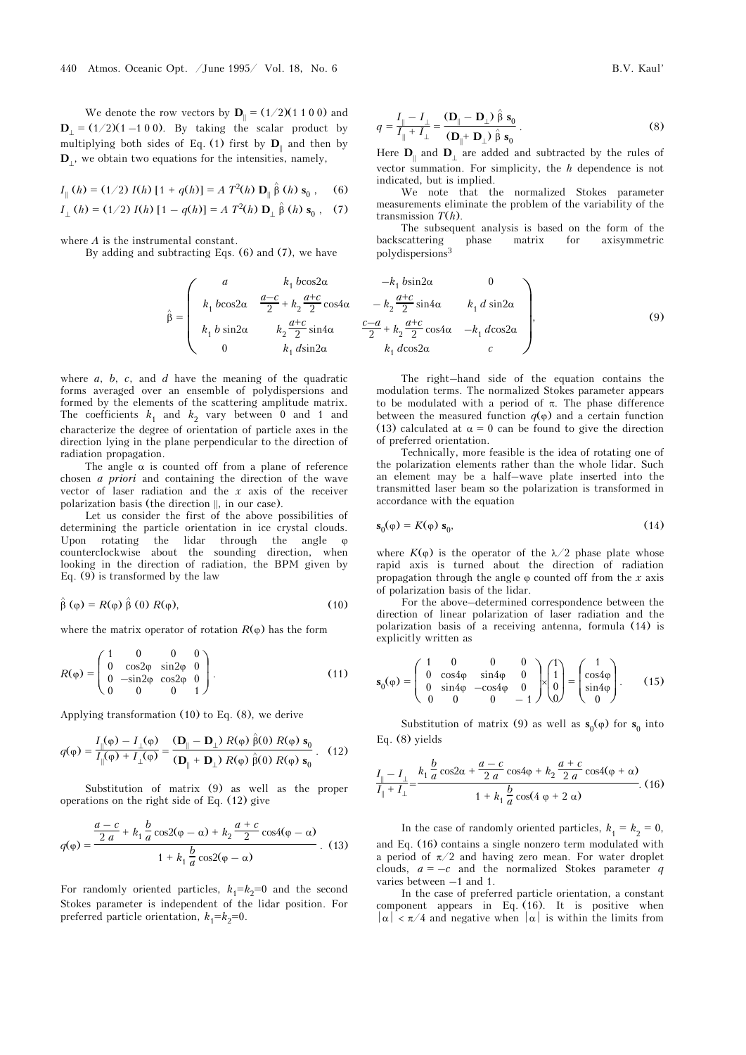We denote the row vectors by $\mathbf{D}_\parallel = (1/2)(1\ 1\ 0\ 0)$ and $\mathbf{D}_\perp = (1/2)(1\ {-1}\ 0\ 0)$. By taking the scalar product by multiplying both sides of Eq. (1) first by $\mathbf{D}_\parallel$ and then by $\mathbf{D}_\perp$, we obtain two equations for the intensities, namely,

$$I_\parallel(h) = (1/2)\, I(h)\, [1 + q(h)] = A\, T^2(h)\, \mathbf{D}_\parallel\, \hat{\beta}\,(h)\, \mathbf{s}_0\,, \quad (6)$$

$$I_\perp(h) = (1/2)\, I(h)\, [1 - q(h)] = A\, T^2(h)\, \mathbf{D}_\perp\, \hat{\beta}\,(h)\, \mathbf{s}_0\,, \quad (7)$$

where $A$ is the instrumental constant.

By adding and subtracting Eqs. (6) and (7), we have

$$q = \frac{I_\parallel - I_\perp}{I_\parallel + I_\perp} = \frac{(\mathbf{D}_\parallel - \mathbf{D}_\perp)\,\hat{\beta}\,\mathbf{s}_0}{(\mathbf{D}_\parallel + \mathbf{D}_\perp)\,\hat{\beta}\,\mathbf{s}_0}\,. \quad (8)$$

Here $\mathbf{D}_\parallel$ and $\mathbf{D}_\perp$ are added and subtracted by the rules of vector summation. For simplicity, the $h$ dependence is not indicated, but is implied.

We note that the normalized Stokes parameter measurements eliminate the problem of the variability of the transmission $T(h)$.

The subsequent analysis is based on the form of the backscattering phase matrix for axisymmetric polydispersions[3]

$$\hat{\beta} = \begin{pmatrix} a & k_1\, b\cos2\alpha & -k_1\, b\sin2\alpha & 0 \\ k_1\, b\cos2\alpha & \frac{a-c}{2} + k_2\frac{a+c}{2}\cos4\alpha & -k_2\frac{a+c}{2}\sin4\alpha & k_1\, d\sin2\alpha \\ k_1\, b\sin2\alpha & k_2\frac{a+c}{2}\sin4\alpha & \frac{c-a}{2} + k_2\frac{a+c}{2}\cos4\alpha & -k_1\, d\cos2\alpha \\ 0 & k_1\, d\sin2\alpha & k_1\, d\cos2\alpha & c \end{pmatrix}, \quad (9)$$

where $a$, $b$, $c$, and $d$ have the meaning of the quadratic forms averaged over an ensemble of polydispersions and formed by the elements of the scattering amplitude matrix. The coefficients $k_1$ and $k_2$ vary between 0 and 1 and characterize the degree of orientation of particle axes in the direction lying in the plane perpendicular to the direction of radiation propagation.

The angle $\alpha$ is counted off from a plane of reference chosen *a priori* and containing the direction of the wave vector of laser radiation and the $x$ axis of the receiver polarization basis (the direction $\parallel$, in our case).

Let us consider the first of the above possibilities of determining the particle orientation in ice crystal clouds. Upon rotating the lidar through the angle $\varphi$ counterclockwise about the sounding direction, when looking in the direction of radiation, the BPM given by Eq. (9) is transformed by the law

$$\hat{\beta}\,(\varphi) = R(\varphi)\, \hat{\beta}\,(0)\, R(\varphi), \quad (10)$$

where the matrix operator of rotation $R(\varphi)$ has the form

$$R(\varphi) = \begin{pmatrix} 1 & 0 & 0 & 0 \\ 0 & \cos2\varphi & \sin2\varphi & 0 \\ 0 & -\sin2\varphi & \cos2\varphi & 0 \\ 0 & 0 & 0 & 1 \end{pmatrix}. \quad (11)$$

Applying transformation (10) to Eq. (8), we derive

$$q(\varphi) = \frac{I_\parallel(\varphi) - I_\perp(\varphi)}{I_\parallel(\varphi) + I_\perp(\varphi)} = \frac{(\mathbf{D}_\parallel - \mathbf{D}_\perp)\, R(\varphi)\, \hat{\beta}(0)\, R(\varphi)\, \mathbf{s}_0}{(\mathbf{D}_\parallel + \mathbf{D}_\perp)\, R(\varphi)\, \hat{\beta}(0)\, R(\varphi)\, \mathbf{s}_0}\,. \quad (12)$$

Substitution of matrix (9) as well as the proper operations on the right side of Eq. (12) give

$$q(\varphi) = \frac{\frac{a-c}{2\,a} + k_1\frac{b}{a}\cos2(\varphi-\alpha) + k_2\frac{a+c}{2}\cos4(\varphi-\alpha)}{1 + k_1\frac{b}{a}\cos2(\varphi-\alpha)}\,. \quad (13)$$

For randomly oriented particles, $k_1 = k_2 = 0$ and the second Stokes parameter is independent of the lidar position. For preferred particle orientation, $k_1 = k_2 = 0$.

The right–hand side of the equation contains the modulation terms. The normalized Stokes parameter appears to be modulated with a period of $\pi$. The phase difference between the measured function $q(\varphi)$ and a certain function (13) calculated at $\alpha = 0$ can be found to give the direction of preferred orientation.

Technically, more feasible is the idea of rotating one of the polarization elements rather than the whole lidar. Such an element may be a half–wave plate inserted into the transmitted laser beam so the polarization is transformed in accordance with the equation

$$\mathbf{s}_0(\varphi) = K(\varphi)\, \mathbf{s}_0, \quad (14)$$

where $K(\varphi)$ is the operator of the $\lambda/2$ phase plate whose rapid axis is turned about the direction of radiation propagation through the angle $\varphi$ counted off from the $x$ axis of polarization basis of the lidar.

For the above–determined correspondence between the direction of linear polarization of laser radiation and the polarization basis of a receiving antenna, formula (14) is explicitly written as

$$\mathbf{s}_0(\varphi) = \begin{pmatrix} 1 & 0 & 0 & 0 \\ 0 & \cos4\varphi & \sin4\varphi & 0 \\ 0 & \sin4\varphi & -\cos4\varphi & 0 \\ 0 & 0 & 0 & -1 \end{pmatrix} \times \begin{pmatrix} 1 \\ 1 \\ 0 \\ 0 \end{pmatrix} = \begin{pmatrix} 1 \\ \cos4\varphi \\ \sin4\varphi \\ 0 \end{pmatrix}. \quad (15)$$

Substitution of matrix (9) as well as $\mathbf{s}_0(\varphi)$ for $\mathbf{s}_0$ into Eq. (8) yields

$$\frac{I_\parallel - I_\perp}{I_\parallel + I_\perp} = \frac{k_1\frac{b}{a}\cos2\alpha + \frac{a-c}{2\,a}\cos4\varphi + k_2\frac{a+c}{2\,a}\cos4(\varphi+\alpha)}{1 + k_1\frac{b}{a}\cos(4\,\varphi + 2\,\alpha)}. \quad (16)$$

In the case of randomly oriented particles, $k_1 = k_2 = 0$, and Eq. (16) contains a single nonzero term modulated with a period of $\pi/2$ and having zero mean. For water droplet clouds, $a = -c$ and the normalized Stokes parameter $q$ varies between $-1$ and 1.

In the case of preferred particle orientation, a constant component appears in Eq. (16). It is positive when $|\alpha| < \pi/4$ and negative when $|\alpha|$ is within the limits from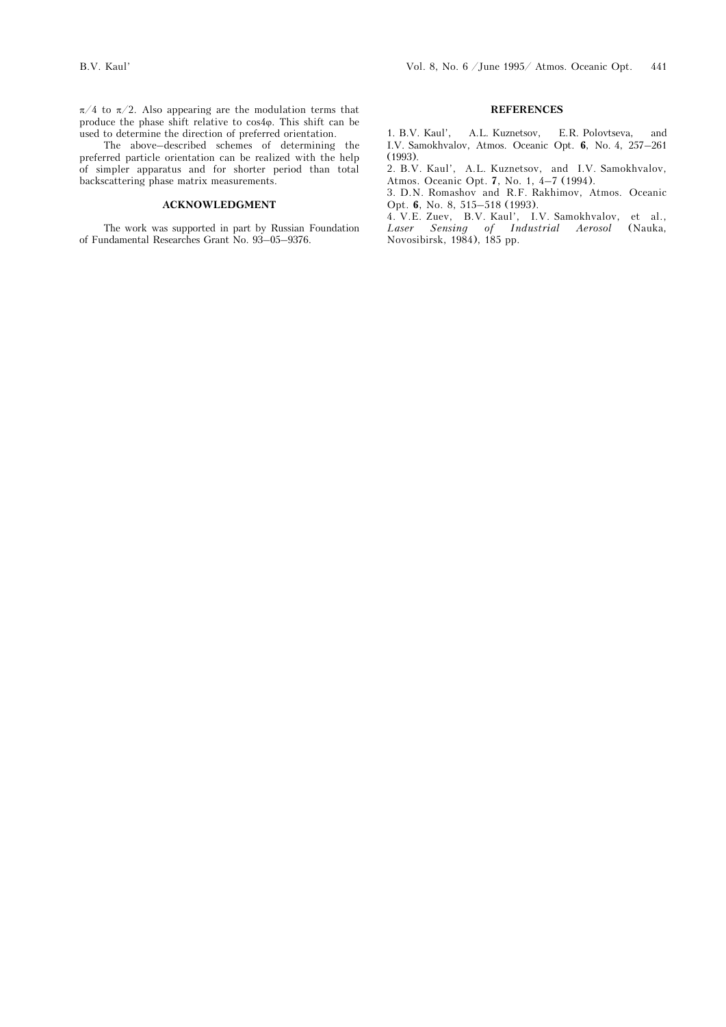$\pi/4$ to $\pi/2$. Also appearing are the modulation terms that produce the phase shift relative to $\cos 4\varphi$. This shift can be used to determine the direction of preferred orientation.

The above–described schemes of determining the preferred particle orientation can be realized with the help of simpler apparatus and for shorter period than total backscattering phase matrix measurements.

## ACKNOWLEDGMENT

The work was supported in part by Russian Foundation of Fundamental Researches Grant No. 93–05–9376.

## REFERENCES

1. B.V. Kaul', A.L. Kuznetsov, E.R. Polovtseva, and I.V. Samokhvalov, Atmos. Oceanic Opt. **6**, No. 4, 257–261 (1993).
2. B.V. Kaul', A.L. Kuznetsov, and I.V. Samokhvalov, Atmos. Oceanic Opt. **7**, No. 1, 4–7 (1994).
3. D.N. Romashov and R.F. Rakhimov, Atmos. Oceanic Opt. **6**, No. 8, 515–518 (1993).
4. V.E. Zuev, B.V. Kaul', I.V. Samokhvalov, et al., *Laser Sensing of Industrial Aerosol* (Nauka, Novosibirsk, 1984), 185 pp.